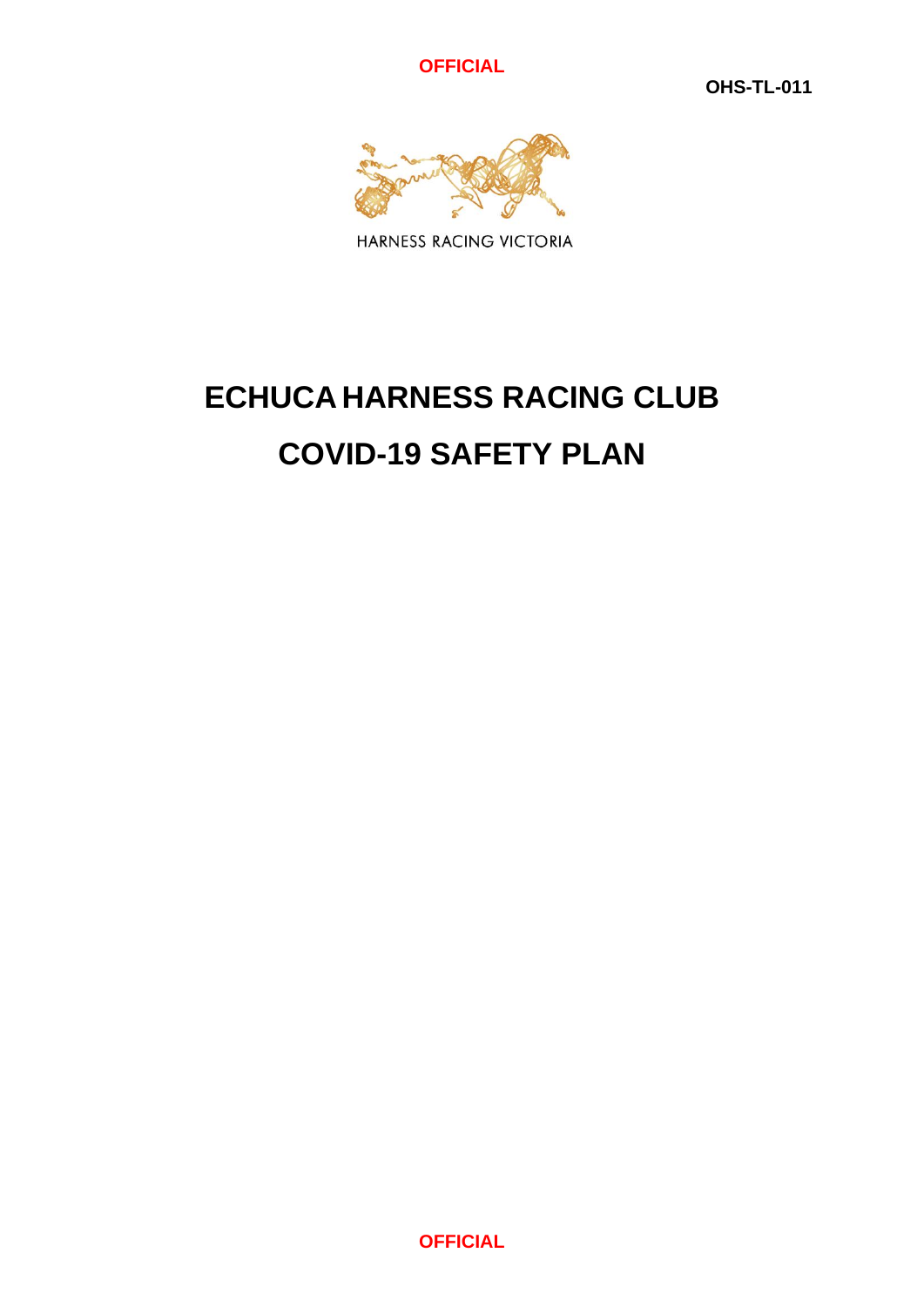OFFICIAL

OHS-TL-011

HARNESS RACING VICTORIA

# ECHUCA HARNESS RACING CLUB

# COVID-19 SAFETY PLAN

OFFICIAL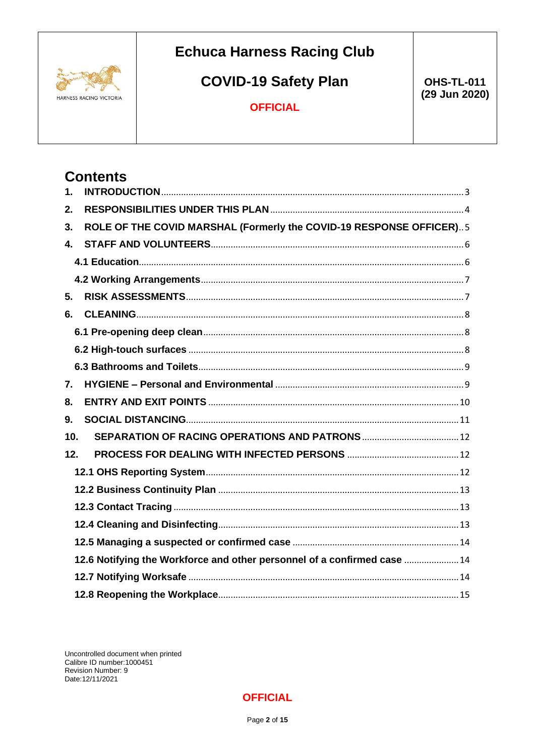# Contents

1. INTRODUCTION ..... 3
2. RESPONSIBILITIES UNDER THIS PLAN ..... 4
3. ROLE OF THE COVID MARSHAL (Formerly the COVID-19 RESPONSE OFFICER) ..... 5
4. STAFF AND VOLUNTEERS ..... 6
   - 4.1 Education ..... 6
   - 4.2 Working Arrangements ..... 7
5. RISK ASSESSMENTS ..... 7
6. CLEANING ..... 8
   - 6.1 Pre-opening deep clean ..... 8
   - 6.2 High-touch surfaces ..... 8
   - 6.3 Bathrooms and Toilets ..... 9
7. HYGIENE – Personal and Environmental ..... 9
8. ENTRY AND EXIT POINTS ..... 10
9. SOCIAL DISTANCING ..... 11
10. SEPARATION OF RACING OPERATIONS AND PATRONS ..... 12
12. PROCESS FOR DEALING WITH INFECTED PERSONS ..... 12
    - 12.1 OHS Reporting System ..... 12
    - 12.2 Business Continuity Plan ..... 13
    - 12.3 Contact Tracing ..... 13
    - 12.4 Cleaning and Disinfecting ..... 13
    - 12.5 Managing a suspected or confirmed case ..... 14
    - 12.6 Notifying the Workforce and other personnel of a confirmed case ..... 14
    - 12.7 Notifying Worksafe ..... 14
    - 12.8 Reopening the Workplace ..... 15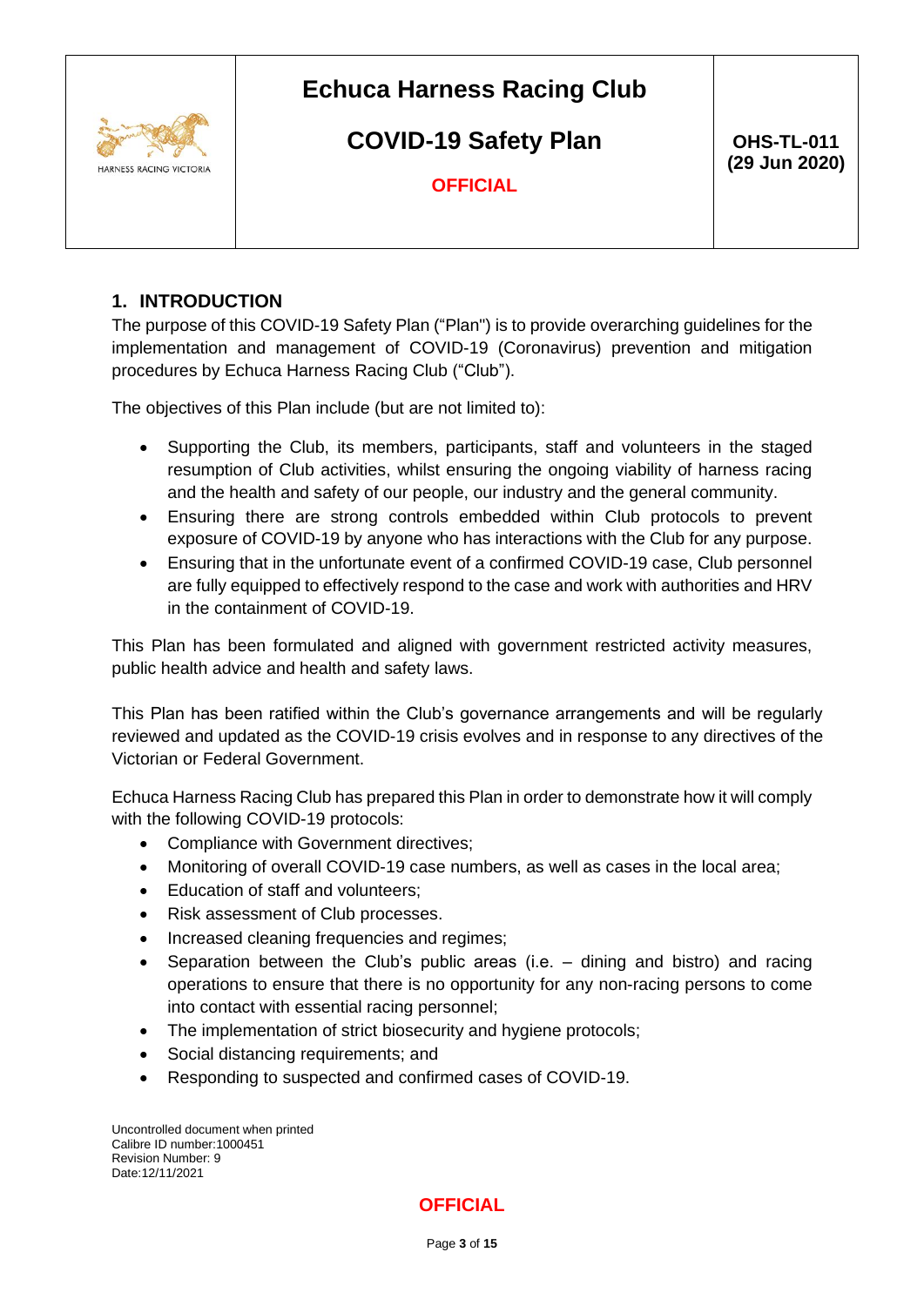## 1. INTRODUCTION

The purpose of this COVID-19 Safety Plan ("Plan") is to provide overarching guidelines for the implementation and management of COVID-19 (Coronavirus) prevention and mitigation procedures by Echuca Harness Racing Club ("Club").

The objectives of this Plan include (but are not limited to):

- Supporting the Club, its members, participants, staff and volunteers in the staged resumption of Club activities, whilst ensuring the ongoing viability of harness racing and the health and safety of our people, our industry and the general community.
- Ensuring there are strong controls embedded within Club protocols to prevent exposure of COVID-19 by anyone who has interactions with the Club for any purpose.
- Ensuring that in the unfortunate event of a confirmed COVID-19 case, Club personnel are fully equipped to effectively respond to the case and work with authorities and HRV in the containment of COVID-19.

This Plan has been formulated and aligned with government restricted activity measures, public health advice and health and safety laws.

This Plan has been ratified within the Club's governance arrangements and will be regularly reviewed and updated as the COVID-19 crisis evolves and in response to any directives of the Victorian or Federal Government.

Echuca Harness Racing Club has prepared this Plan in order to demonstrate how it will comply with the following COVID-19 protocols:

- Compliance with Government directives;
- Monitoring of overall COVID-19 case numbers, as well as cases in the local area;
- Education of staff and volunteers;
- Risk assessment of Club processes.
- Increased cleaning frequencies and regimes;
- Separation between the Club's public areas (i.e. – dining and bistro) and racing operations to ensure that there is no opportunity for any non-racing persons to come into contact with essential racing personnel;
- The implementation of strict biosecurity and hygiene protocols;
- Social distancing requirements; and
- Responding to suspected and confirmed cases of COVID-19.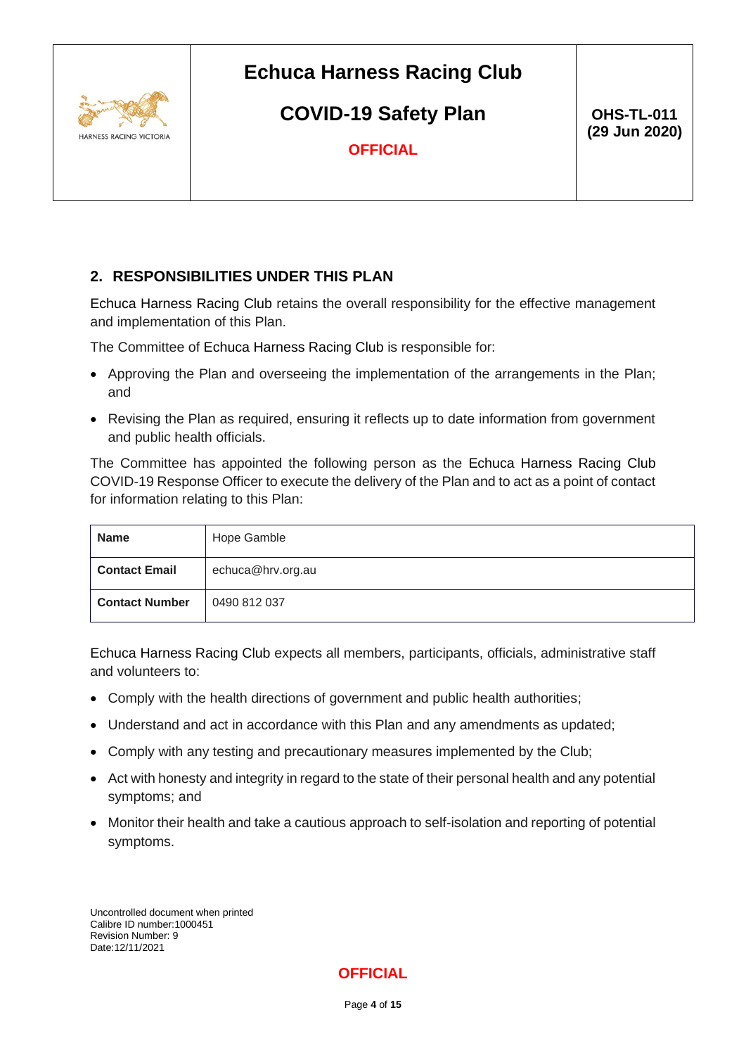## 2. RESPONSIBILITIES UNDER THIS PLAN

Echuca Harness Racing Club retains the overall responsibility for the effective management and implementation of this Plan.

The Committee of Echuca Harness Racing Club is responsible for:

- Approving the Plan and overseeing the implementation of the arrangements in the Plan; and
- Revising the Plan as required, ensuring it reflects up to date information from government and public health officials.

The Committee has appointed the following person as the Echuca Harness Racing Club COVID-19 Response Officer to execute the delivery of the Plan and to act as a point of contact for information relating to this Plan:

| **Name** | Hope Gamble |
|---|---|
| **Contact Email** | echuca@hrv.org.au |
| **Contact Number** | 0490 812 037 |

Echuca Harness Racing Club expects all members, participants, officials, administrative staff and volunteers to:

- Comply with the health directions of government and public health authorities;
- Understand and act in accordance with this Plan and any amendments as updated;
- Comply with any testing and precautionary measures implemented by the Club;
- Act with honesty and integrity in regard to the state of their personal health and any potential symptoms; and
- Monitor their health and take a cautious approach to self-isolation and reporting of potential symptoms.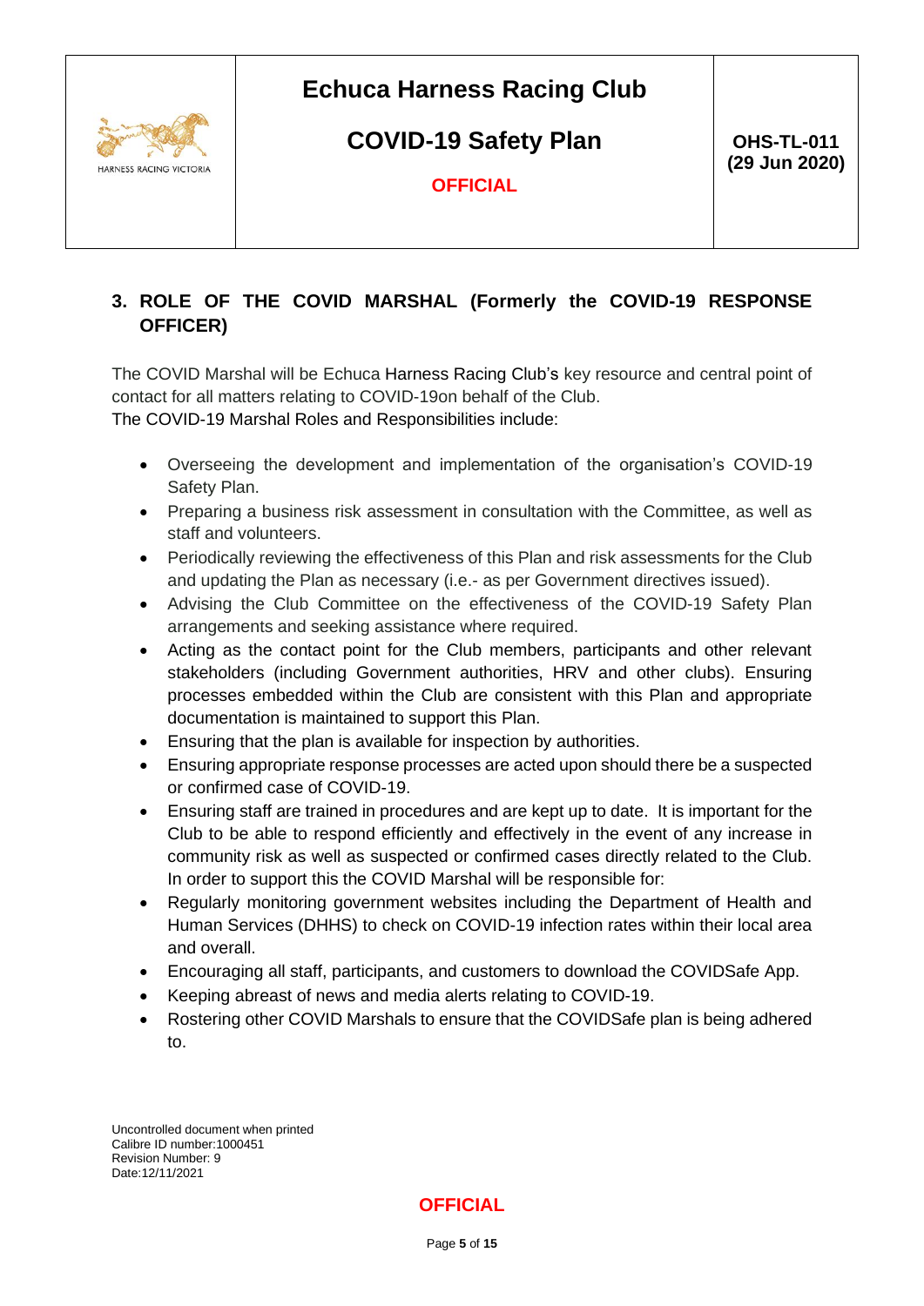## 3. ROLE OF THE COVID MARSHAL (Formerly the COVID-19 RESPONSE OFFICER)

The COVID Marshal will be Echuca Harness Racing Club's key resource and central point of contact for all matters relating to COVID-19on behalf of the Club.
The COVID-19 Marshal Roles and Responsibilities include:

- Overseeing the development and implementation of the organisation's COVID-19 Safety Plan.
- Preparing a business risk assessment in consultation with the Committee, as well as staff and volunteers.
- Periodically reviewing the effectiveness of this Plan and risk assessments for the Club and updating the Plan as necessary (i.e.- as per Government directives issued).
- Advising the Club Committee on the effectiveness of the COVID-19 Safety Plan arrangements and seeking assistance where required.
- Acting as the contact point for the Club members, participants and other relevant stakeholders (including Government authorities, HRV and other clubs). Ensuring processes embedded within the Club are consistent with this Plan and appropriate documentation is maintained to support this Plan.
- Ensuring that the plan is available for inspection by authorities.
- Ensuring appropriate response processes are acted upon should there be a suspected or confirmed case of COVID-19.
- Ensuring staff are trained in procedures and are kept up to date. It is important for the Club to be able to respond efficiently and effectively in the event of any increase in community risk as well as suspected or confirmed cases directly related to the Club. In order to support this the COVID Marshal will be responsible for:
- Regularly monitoring government websites including the Department of Health and Human Services (DHHS) to check on COVID-19 infection rates within their local area and overall.
- Encouraging all staff, participants, and customers to download the COVIDSafe App.
- Keeping abreast of news and media alerts relating to COVID-19.
- Rostering other COVID Marshals to ensure that the COVIDSafe plan is being adhered to.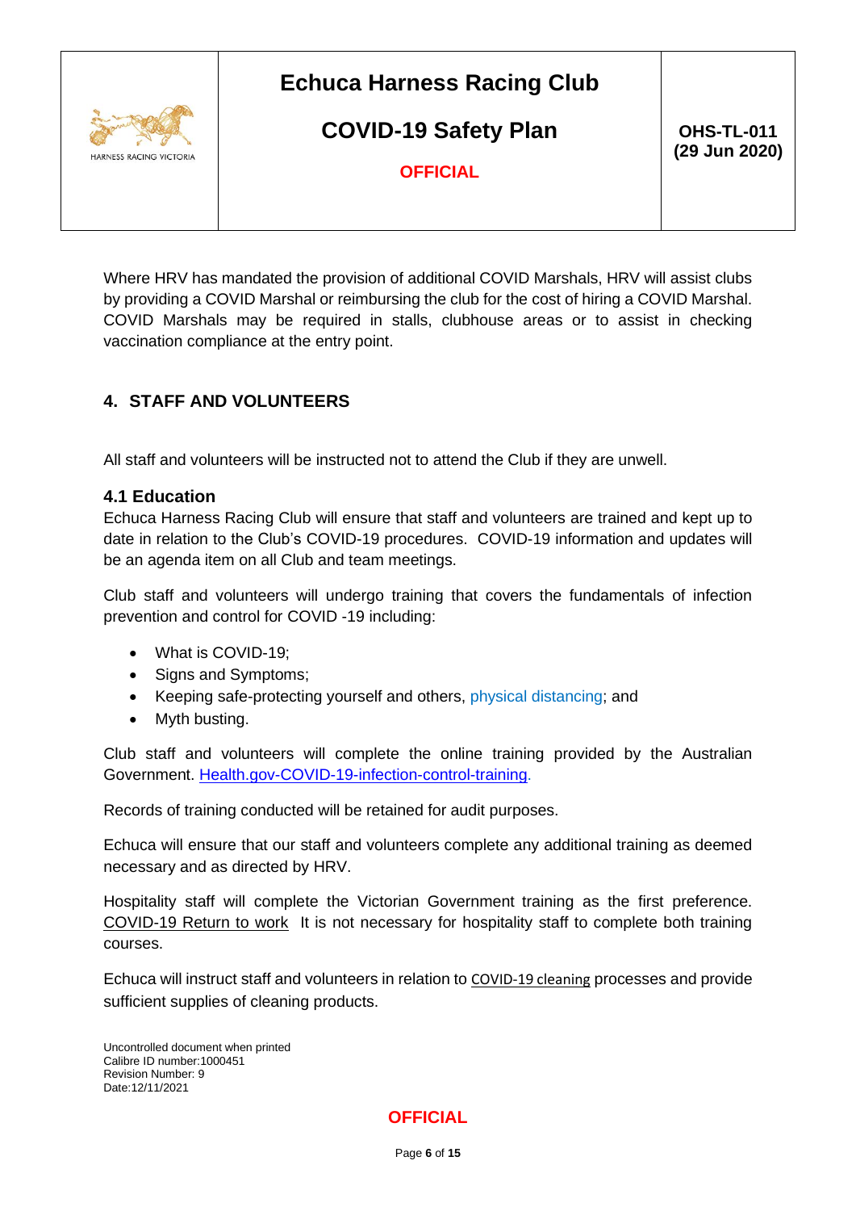Where HRV has mandated the provision of additional COVID Marshals, HRV will assist clubs by providing a COVID Marshal or reimbursing the club for the cost of hiring a COVID Marshal. COVID Marshals may be required in stalls, clubhouse areas or to assist in checking vaccination compliance at the entry point.

## 4. STAFF AND VOLUNTEERS

All staff and volunteers will be instructed not to attend the Club if they are unwell.

### 4.1 Education

Echuca Harness Racing Club will ensure that staff and volunteers are trained and kept up to date in relation to the Club's COVID-19 procedures. COVID-19 information and updates will be an agenda item on all Club and team meetings.

Club staff and volunteers will undergo training that covers the fundamentals of infection prevention and control for COVID -19 including:

- What is COVID-19;
- Signs and Symptoms;
- Keeping safe-protecting yourself and others, physical distancing; and
- Myth busting.

Club staff and volunteers will complete the online training provided by the Australian Government. Health.gov-COVID-19-infection-control-training.

Records of training conducted will be retained for audit purposes.

Echuca will ensure that our staff and volunteers complete any additional training as deemed necessary and as directed by HRV.

Hospitality staff will complete the Victorian Government training as the first preference. COVID-19 Return to work It is not necessary for hospitality staff to complete both training courses.

Echuca will instruct staff and volunteers in relation to COVID-19 cleaning processes and provide sufficient supplies of cleaning products.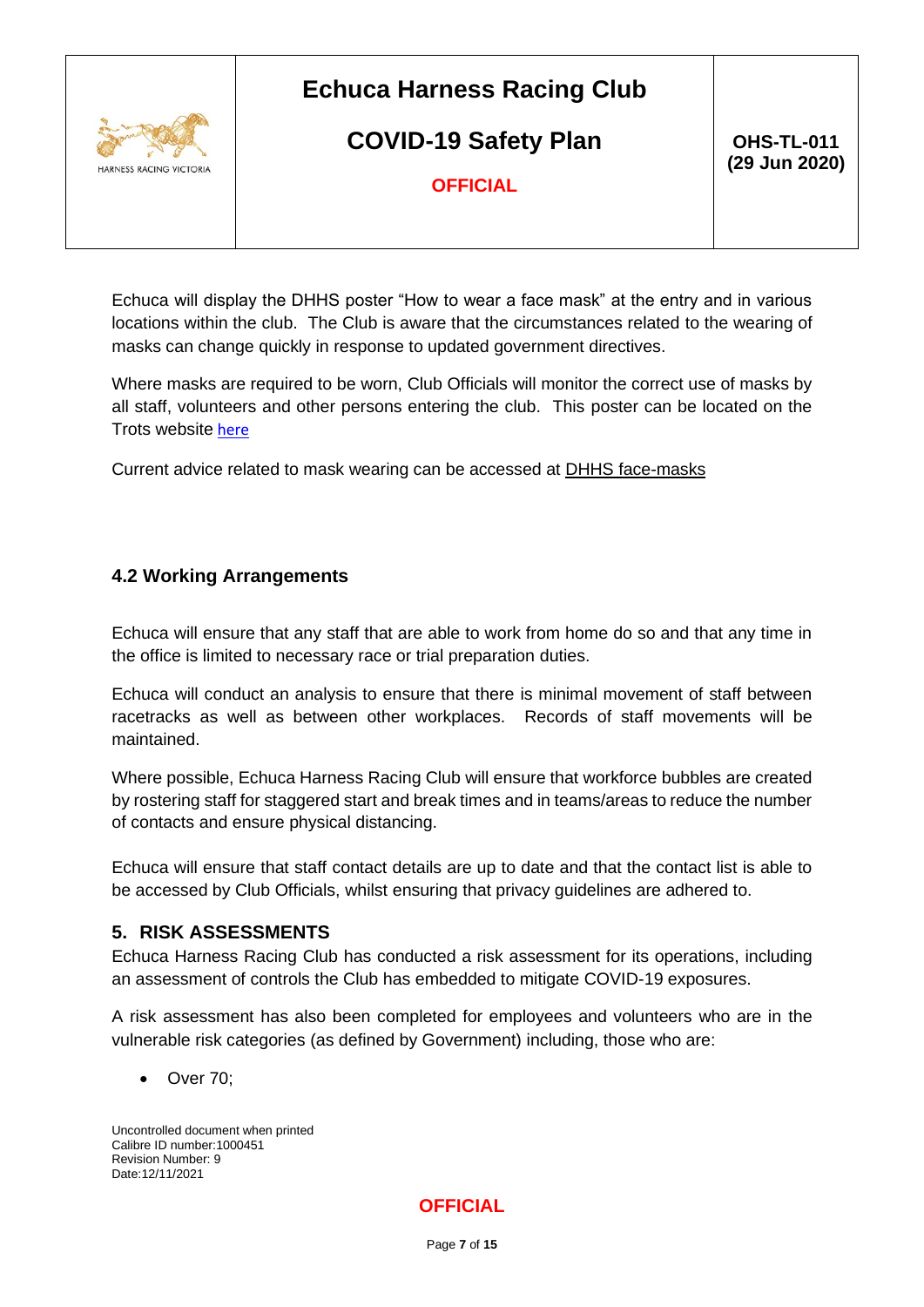Echuca will display the DHHS poster “How to wear a face mask” at the entry and in various locations within the club. The Club is aware that the circumstances related to the wearing of masks can change quickly in response to updated government directives.

Where masks are required to be worn, Club Officials will monitor the correct use of masks by all staff, volunteers and other persons entering the club. This poster can be located on the Trots website here

Current advice related to mask wearing can be accessed at DHHS face-masks

### 4.2 Working Arrangements

Echuca will ensure that any staff that are able to work from home do so and that any time in the office is limited to necessary race or trial preparation duties.

Echuca will conduct an analysis to ensure that there is minimal movement of staff between racetracks as well as between other workplaces. Records of staff movements will be maintained.

Where possible, Echuca Harness Racing Club will ensure that workforce bubbles are created by rostering staff for staggered start and break times and in teams/areas to reduce the number of contacts and ensure physical distancing.

Echuca will ensure that staff contact details are up to date and that the contact list is able to be accessed by Club Officials, whilst ensuring that privacy guidelines are adhered to.

## 5. RISK ASSESSMENTS

Echuca Harness Racing Club has conducted a risk assessment for its operations, including an assessment of controls the Club has embedded to mitigate COVID-19 exposures.

A risk assessment has also been completed for employees and volunteers who are in the vulnerable risk categories (as defined by Government) including, those who are:

- Over 70;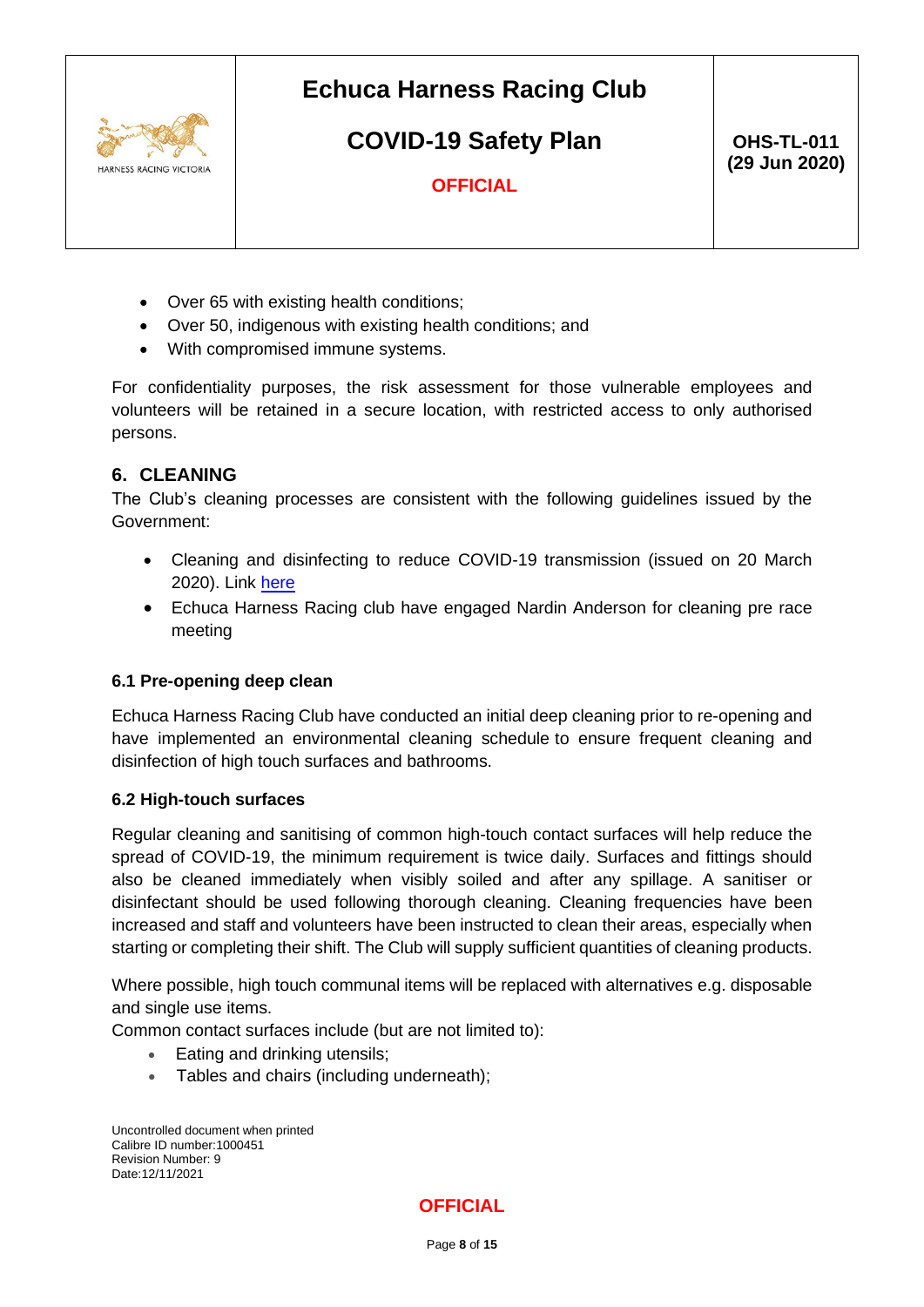- Over 65 with existing health conditions;
- Over 50, indigenous with existing health conditions; and
- With compromised immune systems.

For confidentiality purposes, the risk assessment for those vulnerable employees and volunteers will be retained in a secure location, with restricted access to only authorised persons.

## 6. CLEANING

The Club's cleaning processes are consistent with the following guidelines issued by the Government:

- Cleaning and disinfecting to reduce COVID-19 transmission (issued on 20 March 2020). Link here
- Echuca Harness Racing club have engaged Nardin Anderson for cleaning pre race meeting

### 6.1 Pre-opening deep clean

Echuca Harness Racing Club have conducted an initial deep cleaning prior to re-opening and have implemented an environmental cleaning schedule to ensure frequent cleaning and disinfection of high touch surfaces and bathrooms.

### 6.2 High-touch surfaces

Regular cleaning and sanitising of common high-touch contact surfaces will help reduce the spread of COVID-19, the minimum requirement is twice daily. Surfaces and fittings should also be cleaned immediately when visibly soiled and after any spillage. A sanitiser or disinfectant should be used following thorough cleaning. Cleaning frequencies have been increased and staff and volunteers have been instructed to clean their areas, especially when starting or completing their shift. The Club will supply sufficient quantities of cleaning products.

Where possible, high touch communal items will be replaced with alternatives e.g. disposable and single use items.

Common contact surfaces include (but are not limited to):

- Eating and drinking utensils;
- Tables and chairs (including underneath);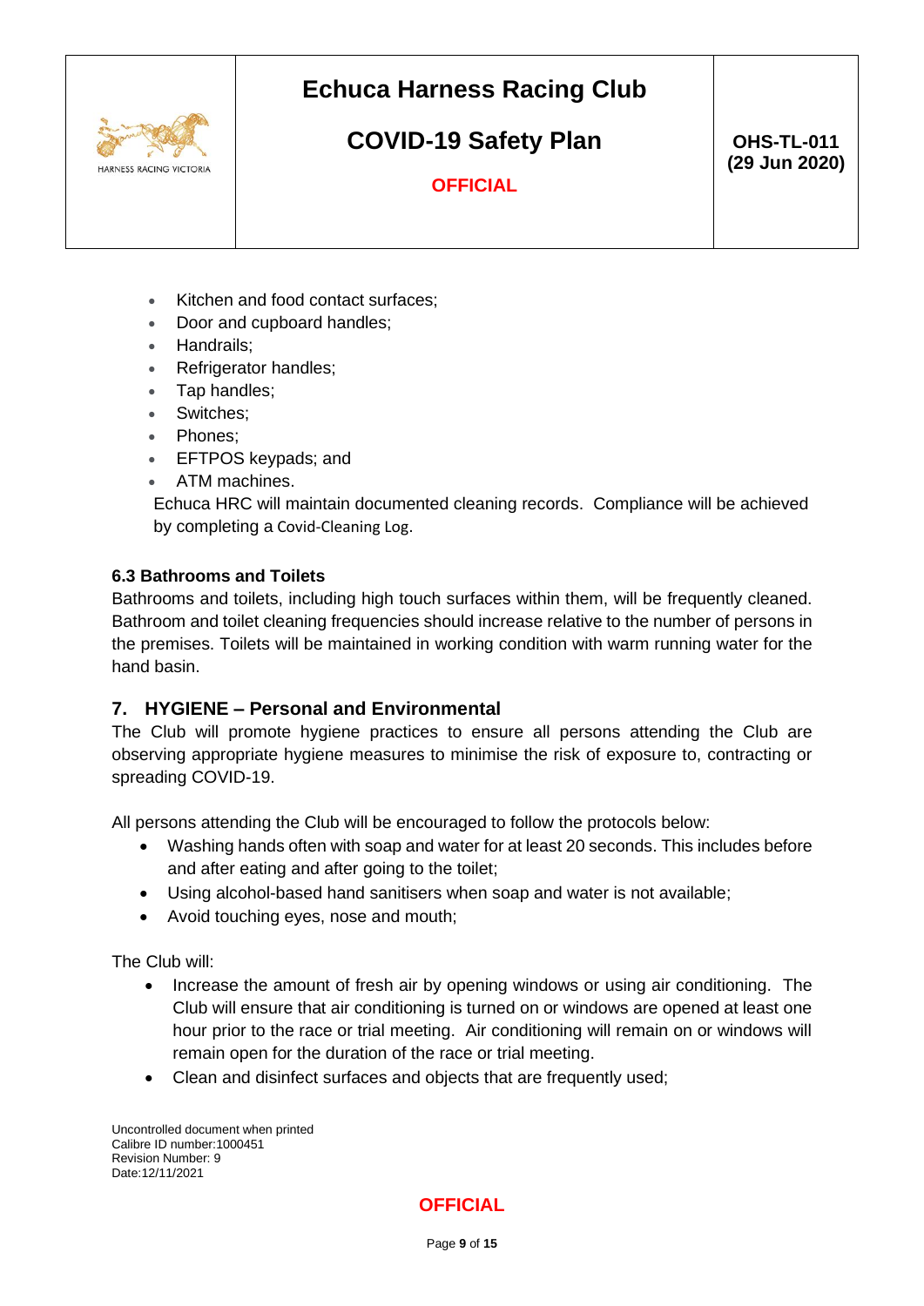- Kitchen and food contact surfaces;
- Door and cupboard handles;
- Handrails;
- Refrigerator handles;
- Tap handles;
- Switches;
- Phones;
- EFTPOS keypads; and
- ATM machines.

Echuca HRC will maintain documented cleaning records. Compliance will be achieved by completing a Covid-Cleaning Log.

### 6.3 Bathrooms and Toilets

Bathrooms and toilets, including high touch surfaces within them, will be frequently cleaned. Bathroom and toilet cleaning frequencies should increase relative to the number of persons in the premises. Toilets will be maintained in working condition with warm running water for the hand basin.

## 7. HYGIENE – Personal and Environmental

The Club will promote hygiene practices to ensure all persons attending the Club are observing appropriate hygiene measures to minimise the risk of exposure to, contracting or spreading COVID-19.

All persons attending the Club will be encouraged to follow the protocols below:

- Washing hands often with soap and water for at least 20 seconds. This includes before and after eating and after going to the toilet;
- Using alcohol-based hand sanitisers when soap and water is not available;
- Avoid touching eyes, nose and mouth;

The Club will:

- Increase the amount of fresh air by opening windows or using air conditioning. The Club will ensure that air conditioning is turned on or windows are opened at least one hour prior to the race or trial meeting. Air conditioning will remain on or windows will remain open for the duration of the race or trial meeting.
- Clean and disinfect surfaces and objects that are frequently used;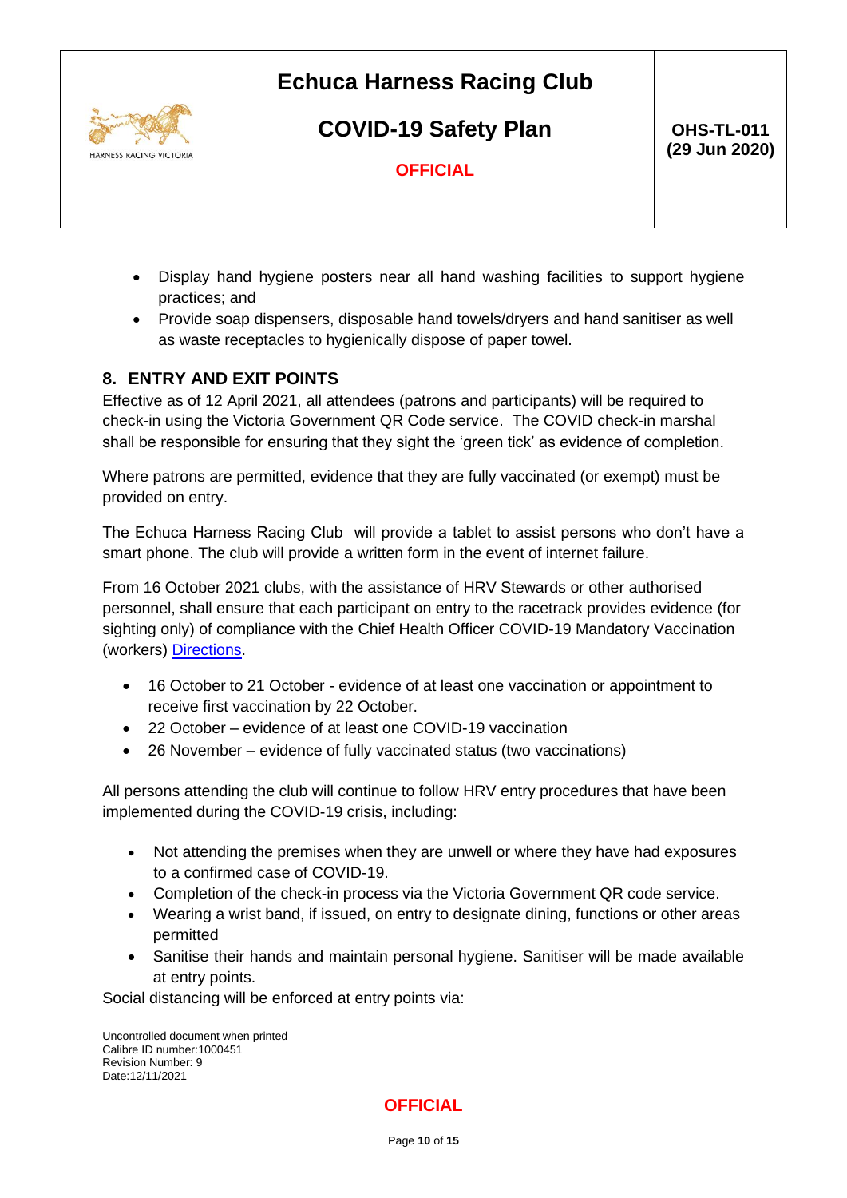- Display hand hygiene posters near all hand washing facilities to support hygiene practices; and
- Provide soap dispensers, disposable hand towels/dryers and hand sanitiser as well as waste receptacles to hygienically dispose of paper towel.

## 8. ENTRY AND EXIT POINTS

Effective as of 12 April 2021, all attendees (patrons and participants) will be required to check-in using the Victoria Government QR Code service. The COVID check-in marshal shall be responsible for ensuring that they sight the 'green tick' as evidence of completion.

Where patrons are permitted, evidence that they are fully vaccinated (or exempt) must be provided on entry.

The Echuca Harness Racing Club will provide a tablet to assist persons who don't have a smart phone. The club will provide a written form in the event of internet failure.

From 16 October 2021 clubs, with the assistance of HRV Stewards or other authorised personnel, shall ensure that each participant on entry to the racetrack provides evidence (for sighting only) of compliance with the Chief Health Officer COVID-19 Mandatory Vaccination (workers) Directions.

- 16 October to 21 October - evidence of at least one vaccination or appointment to receive first vaccination by 22 October.
- 22 October – evidence of at least one COVID-19 vaccination
- 26 November – evidence of fully vaccinated status (two vaccinations)

All persons attending the club will continue to follow HRV entry procedures that have been implemented during the COVID-19 crisis, including:

- Not attending the premises when they are unwell or where they have had exposures to a confirmed case of COVID-19.
- Completion of the check-in process via the Victoria Government QR code service.
- Wearing a wrist band, if issued, on entry to designate dining, functions or other areas permitted
- Sanitise their hands and maintain personal hygiene. Sanitiser will be made available at entry points.

Social distancing will be enforced at entry points via: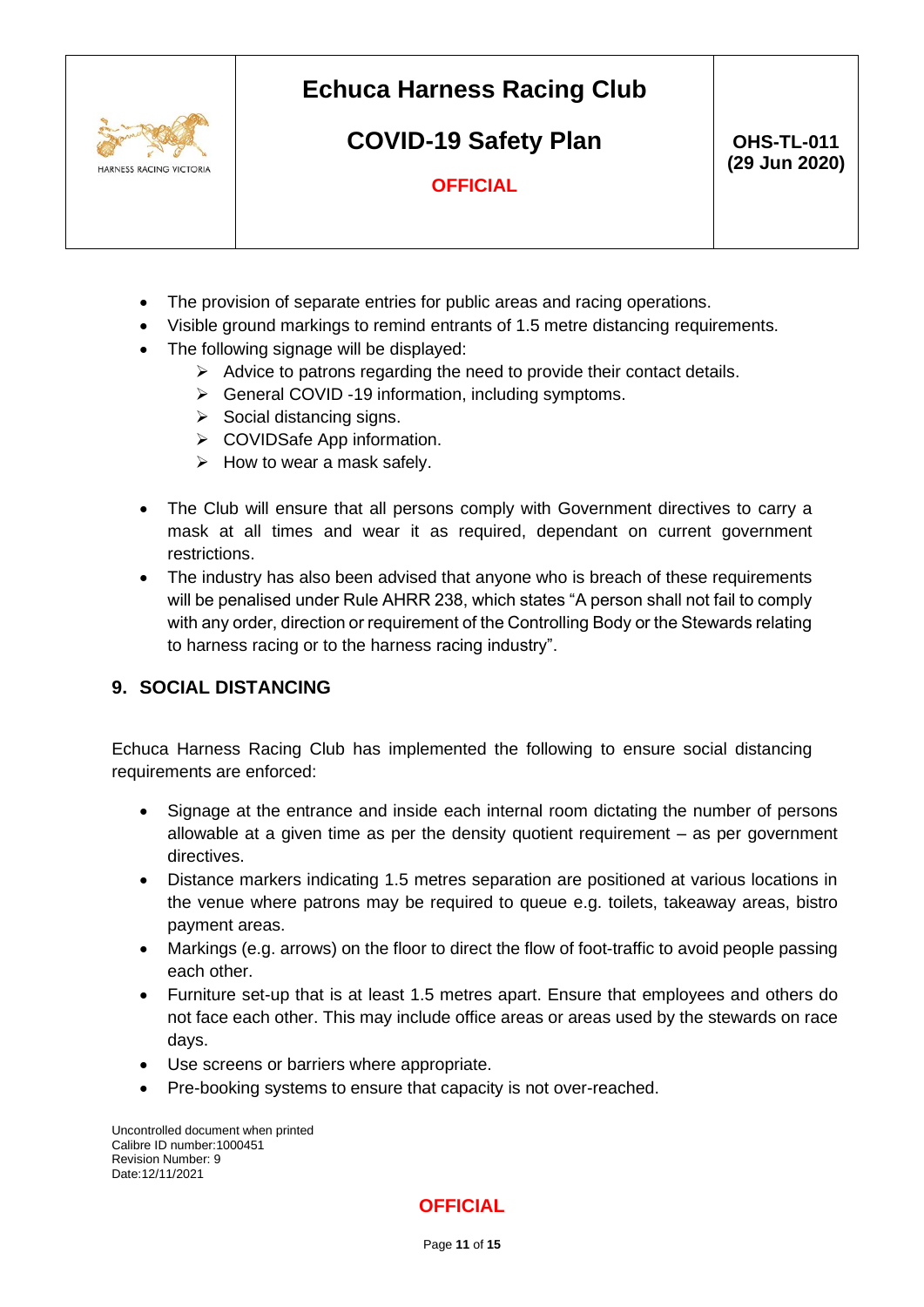- The provision of separate entries for public areas and racing operations.
- Visible ground markings to remind entrants of 1.5 metre distancing requirements.
- The following signage will be displayed:
  - Advice to patrons regarding the need to provide their contact details.
  - General COVID -19 information, including symptoms.
  - Social distancing signs.
  - COVIDSafe App information.
  - How to wear a mask safely.

- The Club will ensure that all persons comply with Government directives to carry a mask at all times and wear it as required, dependant on current government restrictions.
- The industry has also been advised that anyone who is breach of these requirements will be penalised under Rule AHRR 238, which states "A person shall not fail to comply with any order, direction or requirement of the Controlling Body or the Stewards relating to harness racing or to the harness racing industry".

## 9. SOCIAL DISTANCING

Echuca Harness Racing Club has implemented the following to ensure social distancing requirements are enforced:

- Signage at the entrance and inside each internal room dictating the number of persons allowable at a given time as per the density quotient requirement – as per government directives.
- Distance markers indicating 1.5 metres separation are positioned at various locations in the venue where patrons may be required to queue e.g. toilets, takeaway areas, bistro payment areas.
- Markings (e.g. arrows) on the floor to direct the flow of foot-traffic to avoid people passing each other.
- Furniture set-up that is at least 1.5 metres apart. Ensure that employees and others do not face each other. This may include office areas or areas used by the stewards on race days.
- Use screens or barriers where appropriate.
- Pre-booking systems to ensure that capacity is not over-reached.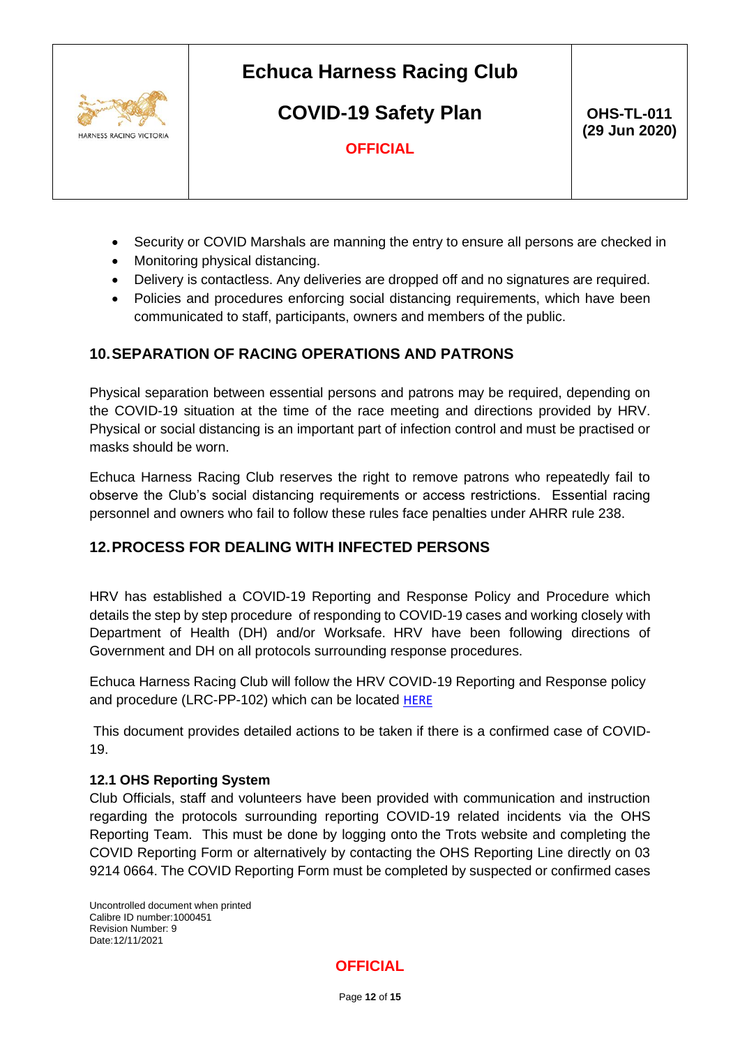- Security or COVID Marshals are manning the entry to ensure all persons are checked in
- Monitoring physical distancing.
- Delivery is contactless. Any deliveries are dropped off and no signatures are required.
- Policies and procedures enforcing social distancing requirements, which have been communicated to staff, participants, owners and members of the public.

## 10. SEPARATION OF RACING OPERATIONS AND PATRONS

Physical separation between essential persons and patrons may be required, depending on the COVID-19 situation at the time of the race meeting and directions provided by HRV. Physical or social distancing is an important part of infection control and must be practised or masks should be worn.

Echuca Harness Racing Club reserves the right to remove patrons who repeatedly fail to observe the Club's social distancing requirements or access restrictions. Essential racing personnel and owners who fail to follow these rules face penalties under AHRR rule 238.

## 12. PROCESS FOR DEALING WITH INFECTED PERSONS

HRV has established a COVID-19 Reporting and Response Policy and Procedure which details the step by step procedure of responding to COVID-19 cases and working closely with Department of Health (DH) and/or Worksafe. HRV have been following directions of Government and DH on all protocols surrounding response procedures.

Echuca Harness Racing Club will follow the HRV COVID-19 Reporting and Response policy and procedure (LRC-PP-102) which can be located HERE

This document provides detailed actions to be taken if there is a confirmed case of COVID-19.

### 12.1 OHS Reporting System

Club Officials, staff and volunteers have been provided with communication and instruction regarding the protocols surrounding reporting COVID-19 related incidents via the OHS Reporting Team. This must be done by logging onto the Trots website and completing the COVID Reporting Form or alternatively by contacting the OHS Reporting Line directly on 03 9214 0664. The COVID Reporting Form must be completed by suspected or confirmed cases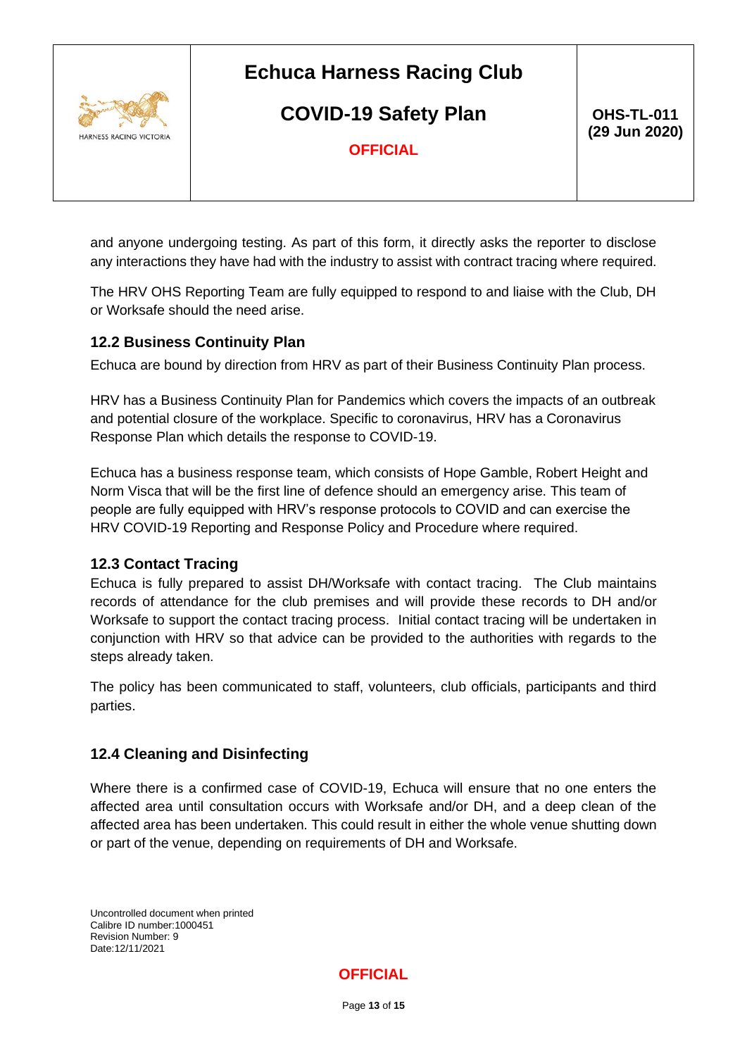and anyone undergoing testing. As part of this form, it directly asks the reporter to disclose any interactions they have had with the industry to assist with contract tracing where required.

The HRV OHS Reporting Team are fully equipped to respond to and liaise with the Club, DH or Worksafe should the need arise.

### 12.2 Business Continuity Plan

Echuca are bound by direction from HRV as part of their Business Continuity Plan process.

HRV has a Business Continuity Plan for Pandemics which covers the impacts of an outbreak and potential closure of the workplace. Specific to coronavirus, HRV has a Coronavirus Response Plan which details the response to COVID-19.

Echuca has a business response team, which consists of Hope Gamble, Robert Height and Norm Visca that will be the first line of defence should an emergency arise. This team of people are fully equipped with HRV's response protocols to COVID and can exercise the HRV COVID-19 Reporting and Response Policy and Procedure where required.

### 12.3 Contact Tracing

Echuca is fully prepared to assist DH/Worksafe with contact tracing. The Club maintains records of attendance for the club premises and will provide these records to DH and/or Worksafe to support the contact tracing process. Initial contact tracing will be undertaken in conjunction with HRV so that advice can be provided to the authorities with regards to the steps already taken.

The policy has been communicated to staff, volunteers, club officials, participants and third parties.

### 12.4 Cleaning and Disinfecting

Where there is a confirmed case of COVID-19, Echuca will ensure that no one enters the affected area until consultation occurs with Worksafe and/or DH, and a deep clean of the affected area has been undertaken. This could result in either the whole venue shutting down or part of the venue, depending on requirements of DH and Worksafe.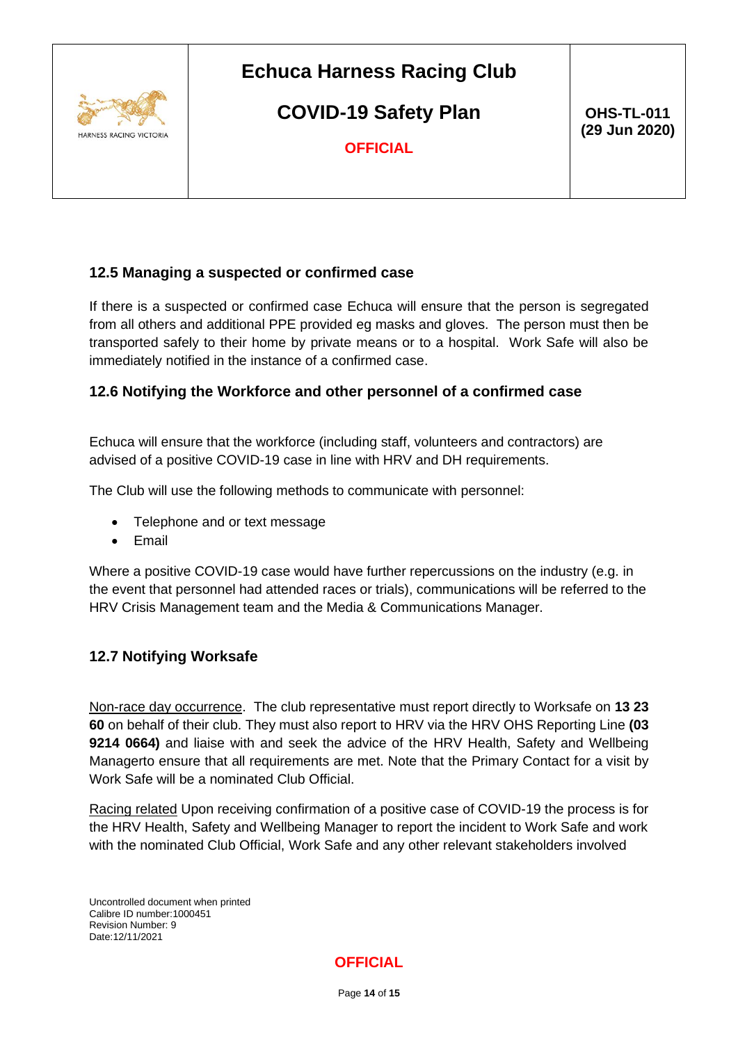### 12.5 Managing a suspected or confirmed case

If there is a suspected or confirmed case Echuca will ensure that the person is segregated from all others and additional PPE provided eg masks and gloves. The person must then be transported safely to their home by private means or to a hospital. Work Safe will also be immediately notified in the instance of a confirmed case.

### 12.6 Notifying the Workforce and other personnel of a confirmed case

Echuca will ensure that the workforce (including staff, volunteers and contractors) are advised of a positive COVID-19 case in line with HRV and DH requirements.

The Club will use the following methods to communicate with personnel:

- Telephone and or text message
- Email

Where a positive COVID-19 case would have further repercussions on the industry (e.g. in the event that personnel had attended races or trials), communications will be referred to the HRV Crisis Management team and the Media & Communications Manager.

### 12.7 Notifying Worksafe

Non-race day occurrence. The club representative must report directly to Worksafe on **13 23 60** on behalf of their club. They must also report to HRV via the HRV OHS Reporting Line **(03 9214 0664)** and liaise with and seek the advice of the HRV Health, Safety and Wellbeing Managerto ensure that all requirements are met. Note that the Primary Contact for a visit by Work Safe will be a nominated Club Official.

Racing related Upon receiving confirmation of a positive case of COVID-19 the process is for the HRV Health, Safety and Wellbeing Manager to report the incident to Work Safe and work with the nominated Club Official, Work Safe and any other relevant stakeholders involved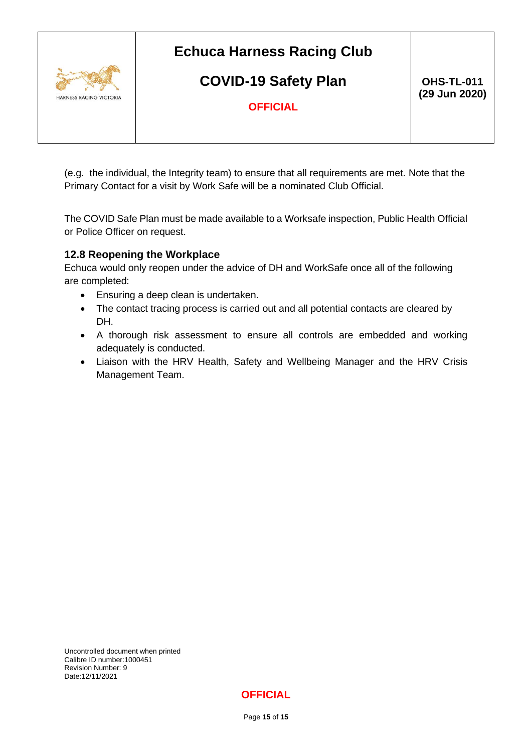(e.g. the individual, the Integrity team) to ensure that all requirements are met. Note that the Primary Contact for a visit by Work Safe will be a nominated Club Official.

The COVID Safe Plan must be made available to a Worksafe inspection, Public Health Official or Police Officer on request.

### 12.8 Reopening the Workplace

Echuca would only reopen under the advice of DH and WorkSafe once all of the following are completed:

- Ensuring a deep clean is undertaken.
- The contact tracing process is carried out and all potential contacts are cleared by DH.
- A thorough risk assessment to ensure all controls are embedded and working adequately is conducted.
- Liaison with the HRV Health, Safety and Wellbeing Manager and the HRV Crisis Management Team.